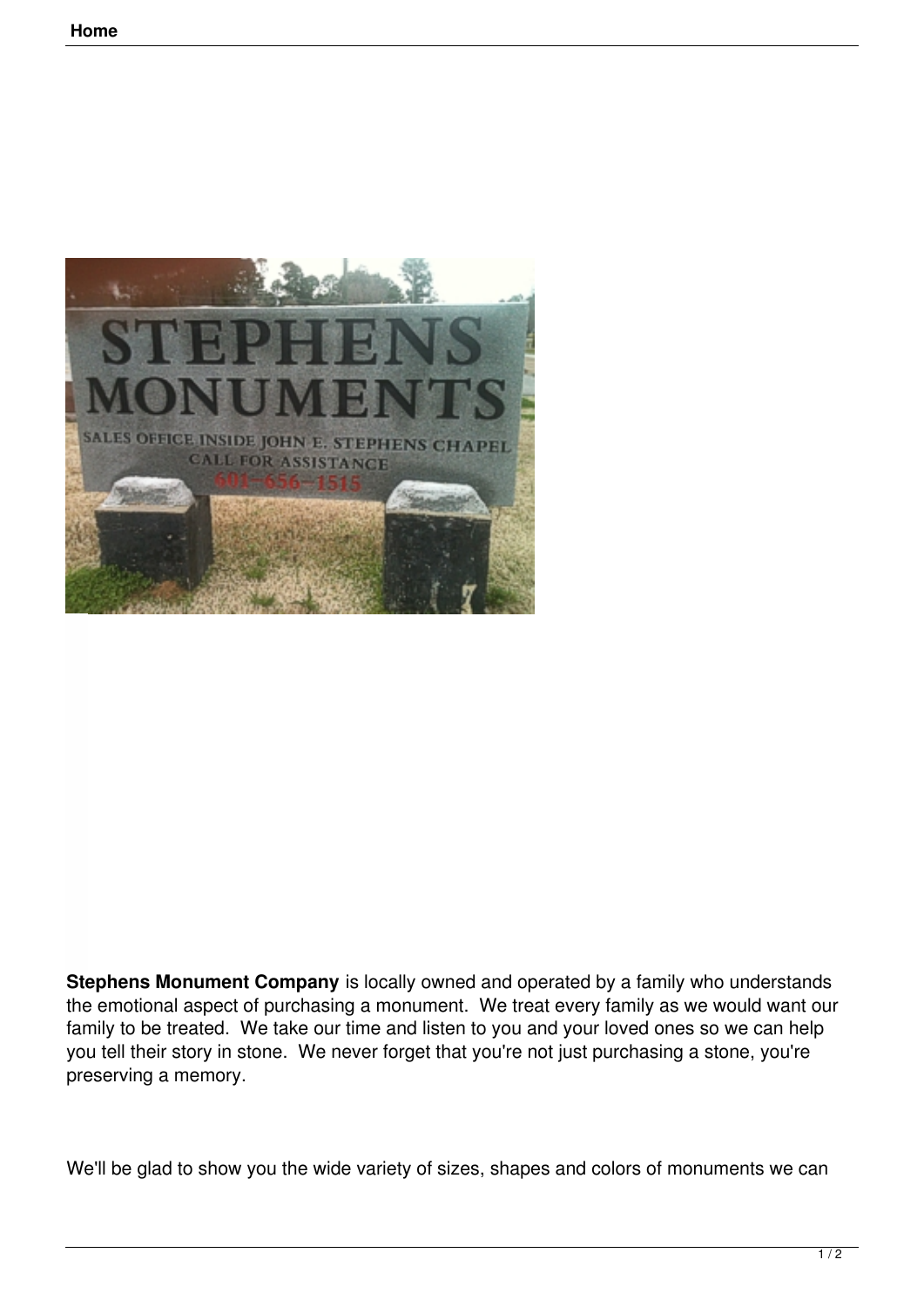**Stephens Monument Company** is locally owned and operated by a family who understands the emotional aspect of purchasing a monument. We treat every family as we would want our family to be treated. We take our time and listen to you and your loved ones so we can help you tell their story in stone. We never forget that you're not just purchasing a stone, you're preserving a memory.

We'll be glad to show you the wide variety of sizes, shapes and colors of monuments we can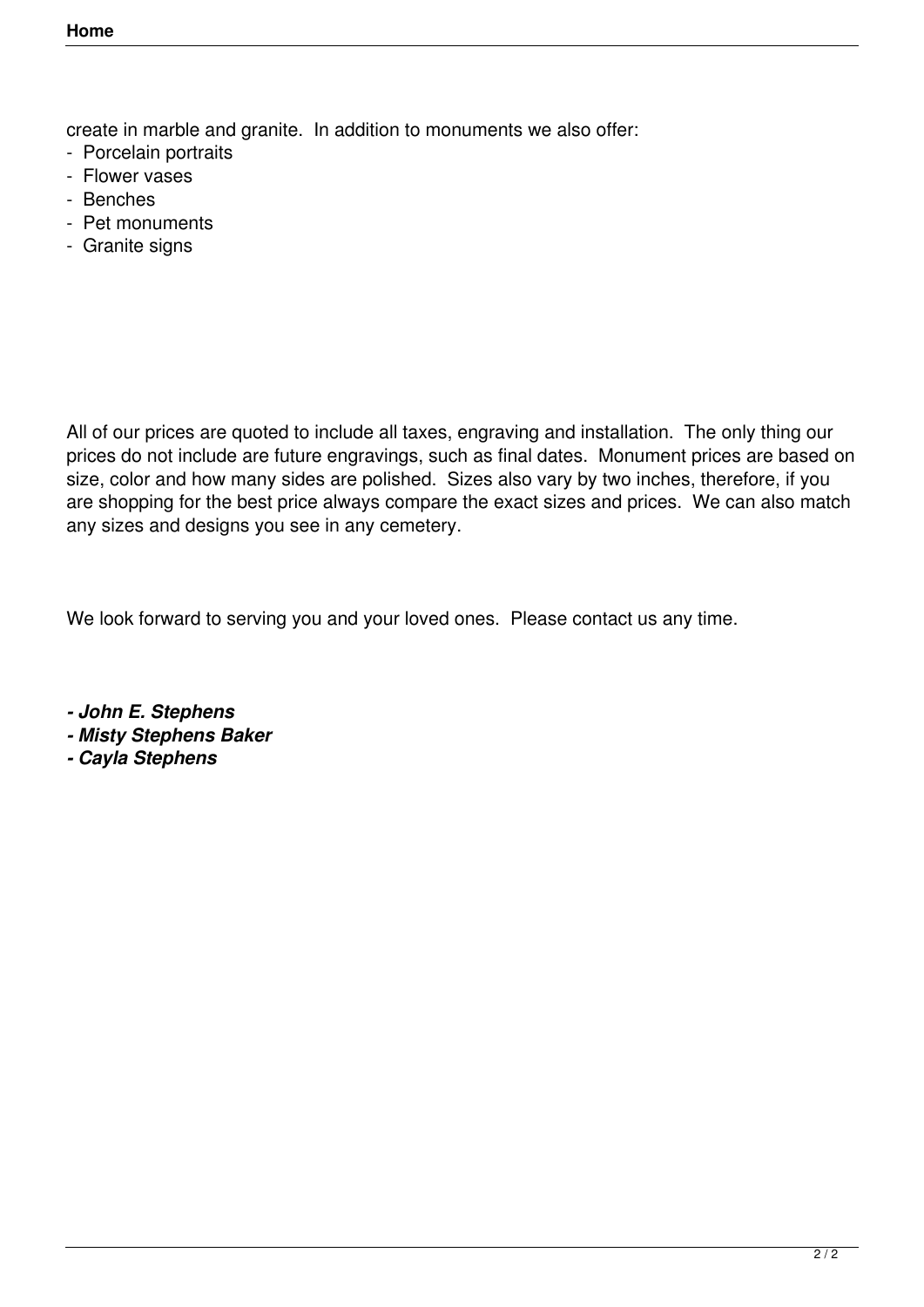create in marble and granite.  In addition to monuments we also offer:

- Porcelain portraits
- Flower vases
- Benches
- Pet monuments
- Granite signs

All of our prices are quoted to include all taxes, engraving and installation.  The only thing our prices do not include are future engravings, such as final dates.  Monument prices are based on size, color and how many sides are polished.  Sizes also vary by two inches, therefore, if you are shopping for the best price always compare the exact sizes and prices.  We can also match any sizes and designs you see in any cemetery.

We look forward to serving you and your loved ones.  Please contact us any time.

***- John E. Stephens***
***- Misty Stephens Baker***
***- Cayla Stephens***